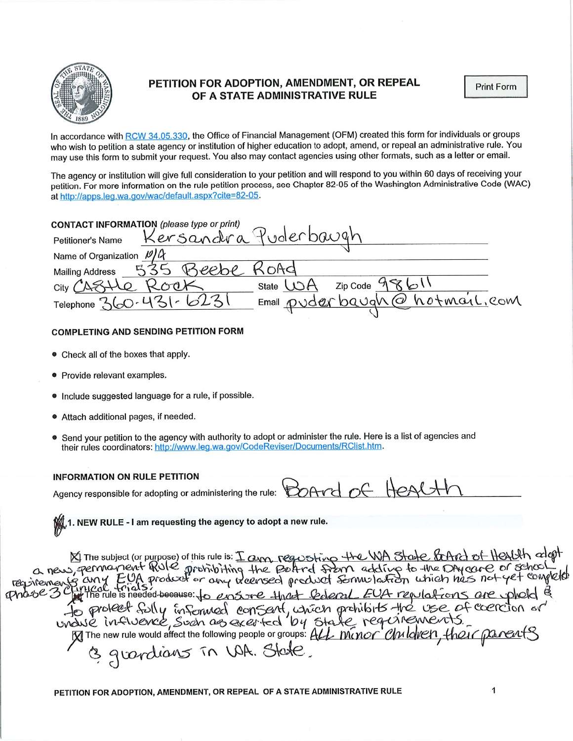# PETITION FOR ADOPTION, AMENDMENT, OR REPEAL OF A STATE ADMINISTRATIVE RULE

Print Form

In accordance with RCW 34.05.330, the Office of Financial Management (OFM) created this form for individuals or groups who wish to petition a state agency or institution of higher education to adopt, amend, or repeal an administrative rule. You may use this form to submit your request. You also may contact agencies using other formats, such as a letter or email.

The agency or institution will give full consideration to your petition and will respond to you within 60 days of receiving your petition. For more information on the rule petition process, see Chapter 82-05 of the Washington Administrative Code (WAC) at http://apps.leg.wa.gov/wac/default.aspx?cite=82-05.

## CONTACT INFORMATION *(please type or print)*

Petitioner's Name: Kersandra Puderbaugh

Name of Organization: N/A

Mailing Address: 535 Beebe Road

City: Castle Rock State: WA Zip Code: 98611

Telephone: 360-431-6231 Email: puderbaugh@hotmail.com

## COMPLETING AND SENDING PETITION FORM

- Check all of the boxes that apply.
- Provide relevant examples.
- Include suggested language for a rule, if possible.
- Attach additional pages, if needed.
- Send your petition to the agency with authority to adopt or administer the rule. Here is a list of agencies and their rules coordinators: http://www.leg.wa.gov/CodeReviser/Documents/RClist.htm.

## INFORMATION ON RULE PETITION

Agency responsible for adopting or administering the rule: Board of Health

☒ **1. NEW RULE - I am requesting the agency to adopt a new rule.**

☒ The subject (or purpose) of this rule is: I am requesting the WA State Board of Health adopt a new, permanent Rule prohibiting the Board from adding to the Daycare or School requirements any EUA product or any licensed product formulation which has not yet completed Phase 3 Clinical trials.

☒ The rule is needed ~~because~~: to ensure that federal EUA regulations are upheld & to protect fully informed consent, which prohibits the use of coercion or undue influence, such as exerted by state requirements.

☒ The new rule would affect the following people or groups: All minor children, their parents & guardians in WA. State.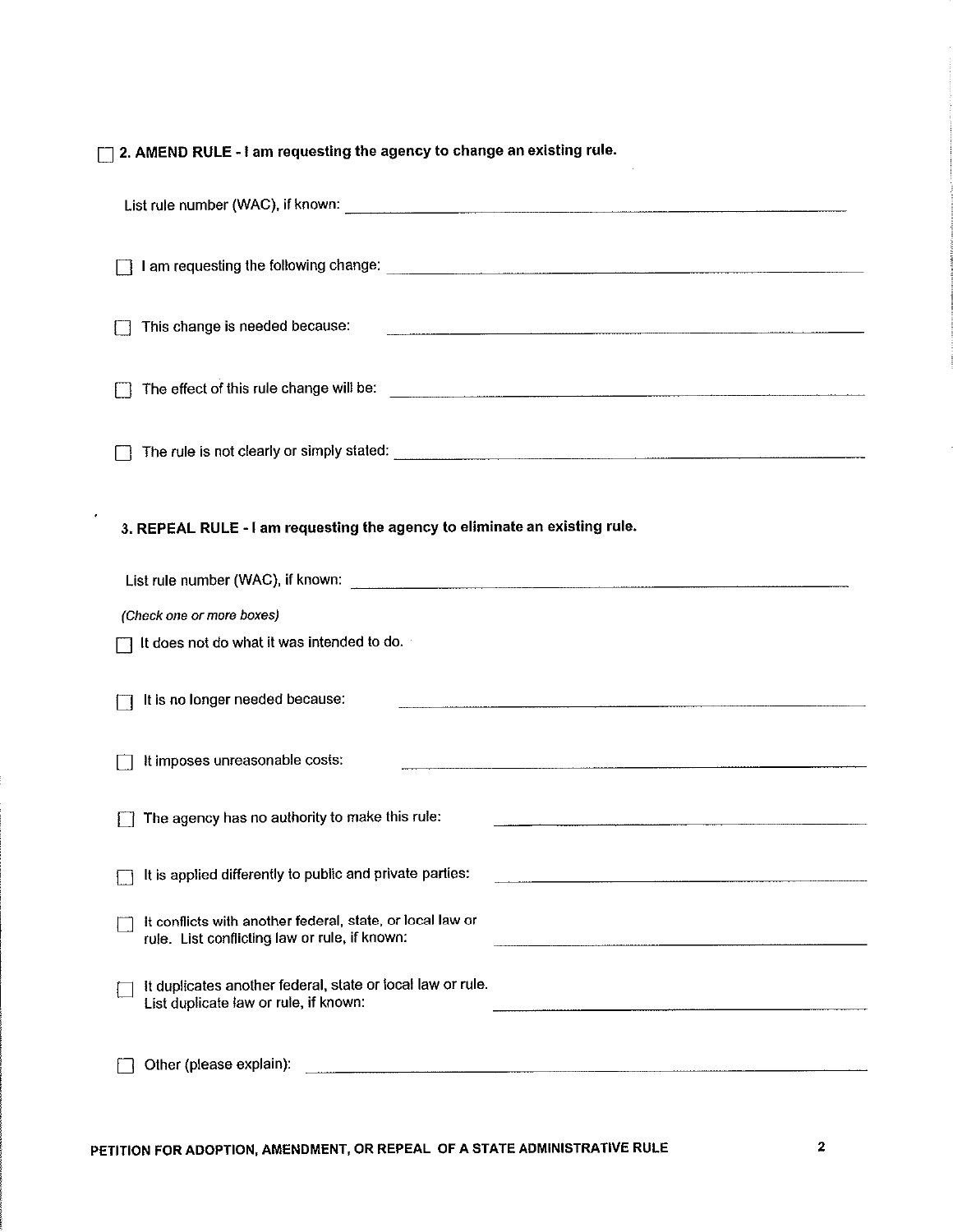☐ **2. AMEND RULE - I am requesting the agency to change an existing rule.**

List rule number (WAC), if known: ______________________________

☐ I am requesting the following change: ______________________________

☐ This change is needed because: ______________________________

☐ The effect of this rule change will be: ______________________________

☐ The rule is not clearly or simply stated: ______________________________

**3. REPEAL RULE - I am requesting the agency to eliminate an existing rule.**

List rule number (WAC), if known: ______________________________

*(Check one or more boxes)*

☐ It does not do what it was intended to do.

☐ It is no longer needed because: ______________________________

☐ It imposes unreasonable costs: ______________________________

☐ The agency has no authority to make this rule: ______________________________

☐ It is applied differently to public and private parties: ______________________________

☐ It conflicts with another federal, state, or local law or rule. List conflicting law or rule, if known: ______________________________

☐ It duplicates another federal, state or local law or rule. List duplicate law or rule, if known: ______________________________

☐ Other (please explain): ______________________________